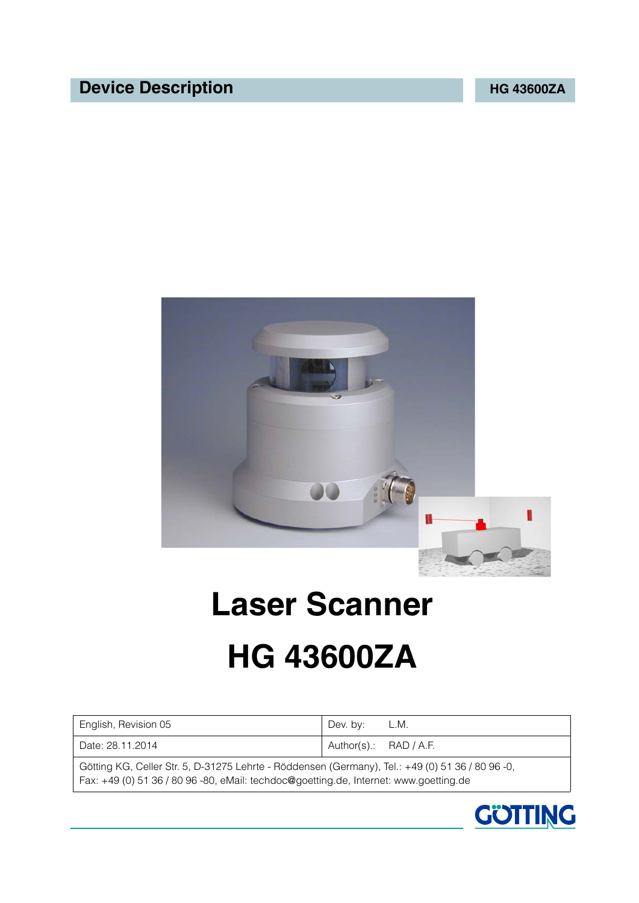**Device Description** **HG 43600ZA**

# Laser Scanner

# HG 43600ZA

| English, Revision 05 | Dev. by: L.M. |
| --- | --- |
| Date: 28.11.2014 | Author(s).: RAD / A.F. |
| Götting KG, Celler Str. 5, D-31275 Lehrte - Röddensen (Germany), Tel.: +49 (0) 51 36 / 80 96 -0, Fax: +49 (0) 51 36 / 80 96 -80, eMail: techdoc@goetting.de, Internet: www.goetting.de | |

GÖTTING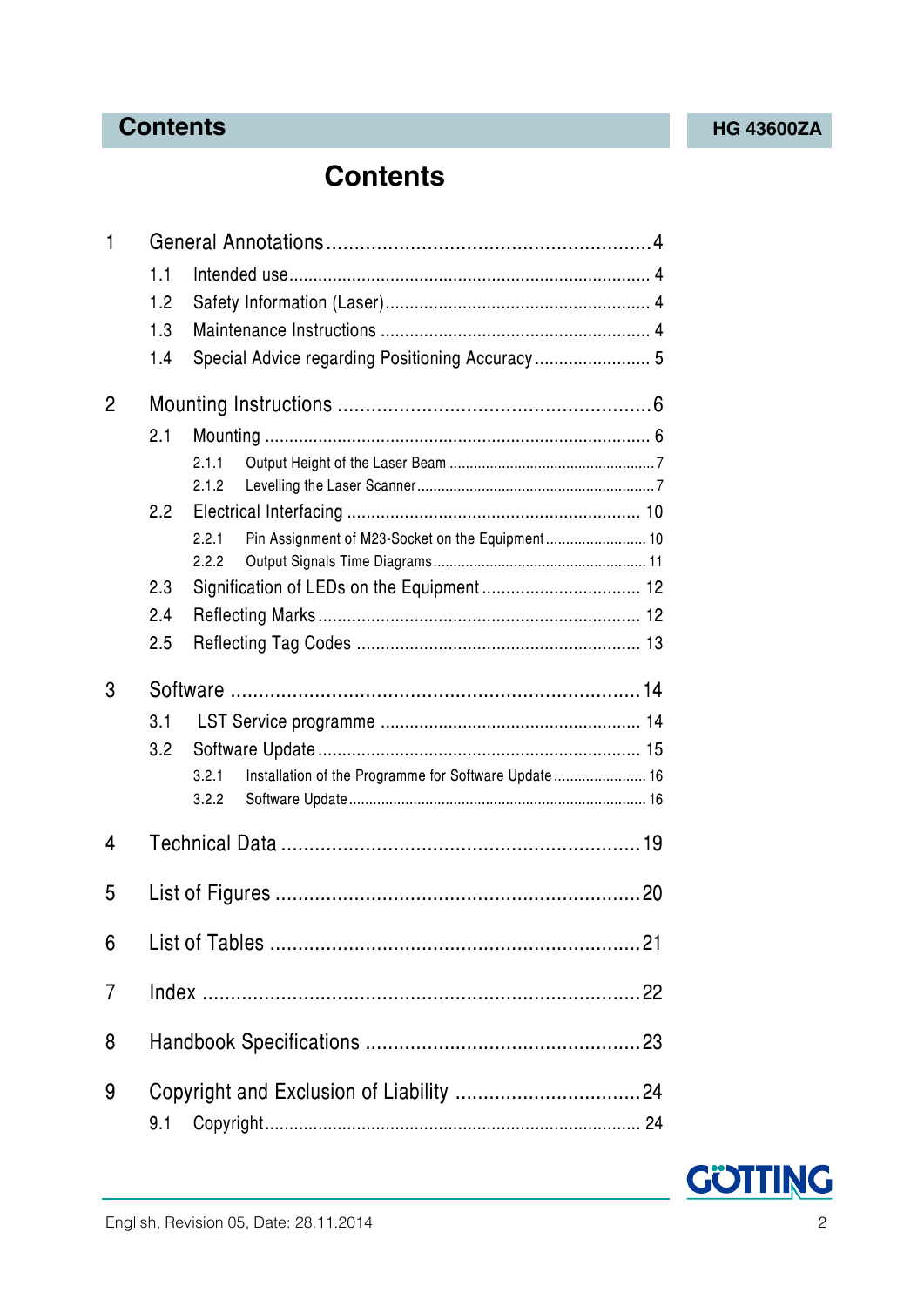# Contents

1 General Annotations ............................................................ 4
- 1.1 Intended use ............................................................ 4
- 1.2 Safety Information (Laser) ............................................................ 4
- 1.3 Maintenance Instructions ............................................................ 4
- 1.4 Special Advice regarding Positioning Accuracy ............................................................ 5

2 Mounting Instructions ............................................................ 6
- 2.1 Mounting ............................................................ 6
  - 2.1.1 Output Height of the Laser Beam ............................................................ 7
  - 2.1.2 Levelling the Laser Scanner ............................................................ 7
- 2.2 Electrical Interfacing ............................................................ 10
  - 2.2.1 Pin Assignment of M23-Socket on the Equipment ............................................................ 10
  - 2.2.2 Output Signals Time Diagrams ............................................................ 11
- 2.3 Signification of LEDs on the Equipment ............................................................ 12
- 2.4 Reflecting Marks ............................................................ 12
- 2.5 Reflecting Tag Codes ............................................................ 13

3 Software ............................................................ 14
- 3.1 LST Service programme ............................................................ 14
- 3.2 Software Update ............................................................ 15
  - 3.2.1 Installation of the Programme for Software Update ............................................................ 16
  - 3.2.2 Software Update ............................................................ 16

4 Technical Data ............................................................ 19

5 List of Figures ............................................................ 20

6 List of Tables ............................................................ 21

7 Index ............................................................ 22

8 Handbook Specifications ............................................................ 23

9 Copyright and Exclusion of Liability ............................................................ 24
- 9.1 Copyright ............................................................ 24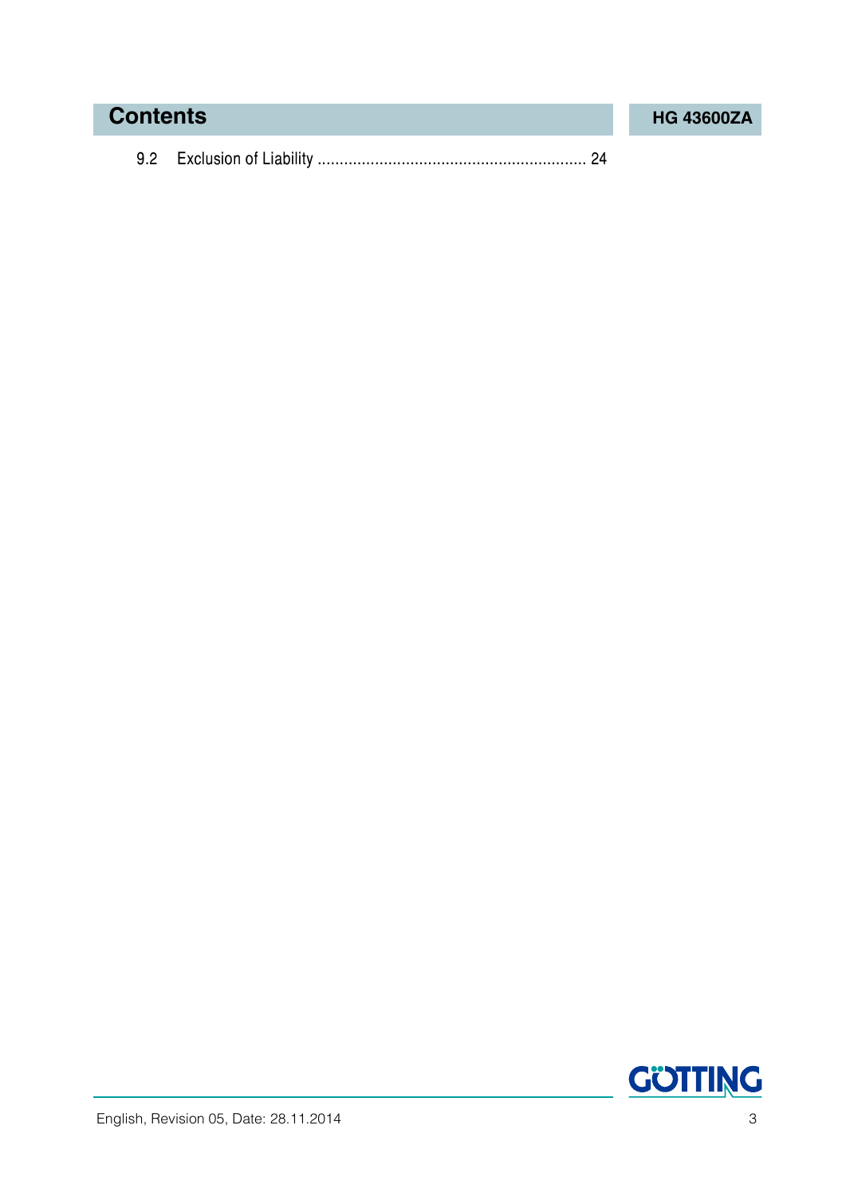9.2 Exclusion of Liability .......................................................... 24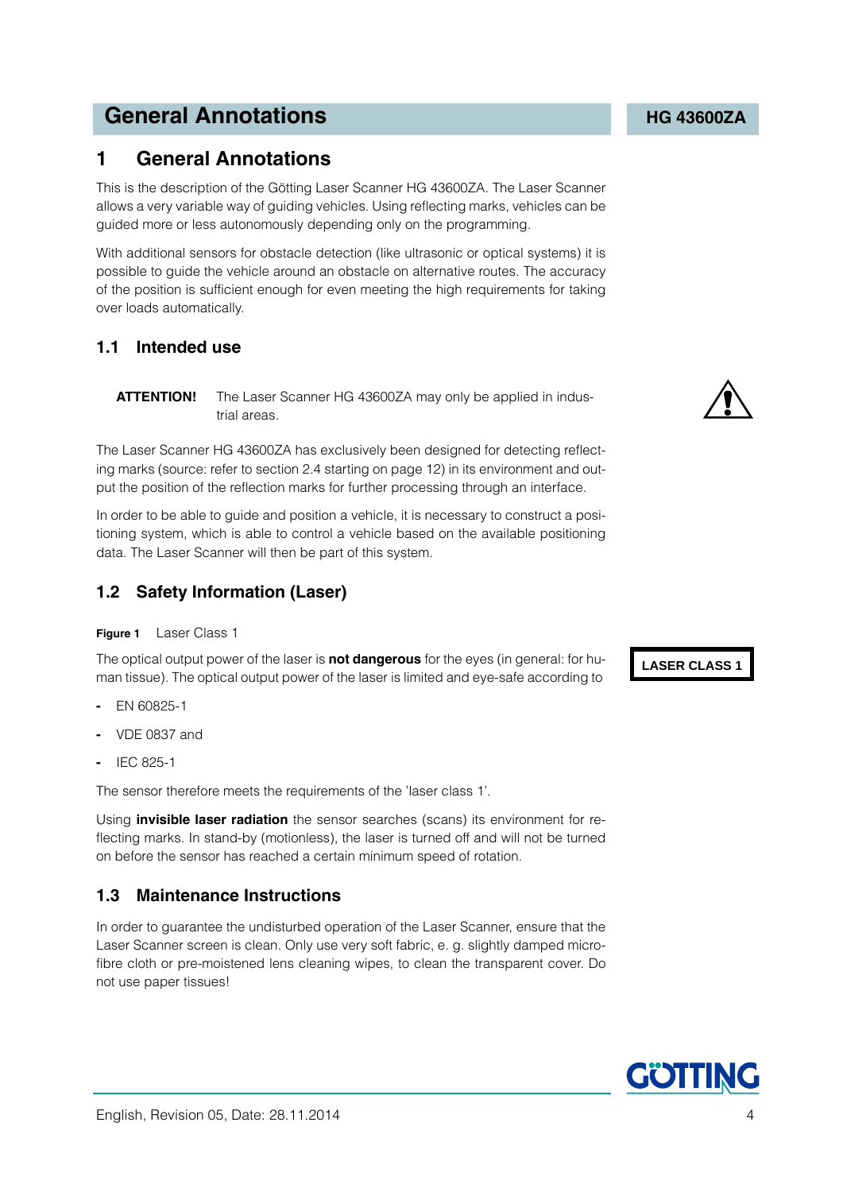# 1 General Annotations

This is the description of the Götting Laser Scanner HG 43600ZA. The Laser Scanner allows a very variable way of guiding vehicles. Using reflecting marks, vehicles can be guided more or less autonomously depending only on the programming.

With additional sensors for obstacle detection (like ultrasonic or optical systems) it is possible to guide the vehicle around an obstacle on alternative routes. The accuracy of the position is sufficient enough for even meeting the high requirements for taking over loads automatically.

## 1.1 Intended use

**ATTENTION!** The Laser Scanner HG 43600ZA may only be applied in industrial areas.

The Laser Scanner HG 43600ZA has exclusively been designed for detecting reflecting marks (source: refer to section 2.4 starting on page 12) in its environment and output the position of the reflection marks for further processing through an interface.

In order to be able to guide and position a vehicle, it is necessary to construct a positioning system, which is able to control a vehicle based on the available positioning data. The Laser Scanner will then be part of this system.

## 1.2 Safety Information (Laser)

**Figure 1** Laser Class 1

**LASER CLASS 1**

The optical output power of the laser is **not dangerous** for the eyes (in general: for human tissue). The optical output power of the laser is limited and eye-safe according to

- EN 60825-1
- VDE 0837 and
- IEC 825-1

The sensor therefore meets the requirements of the 'laser class 1'.

Using **invisible laser radiation** the sensor searches (scans) its environment for reflecting marks. In stand-by (motionless), the laser is turned off and will not be turned on before the sensor has reached a certain minimum speed of rotation.

## 1.3 Maintenance Instructions

In order to guarantee the undisturbed operation of the Laser Scanner, ensure that the Laser Scanner screen is clean. Only use very soft fabric, e. g. slightly damped microfibre cloth or pre-moistened lens cleaning wipes, to clean the transparent cover. Do not use paper tissues!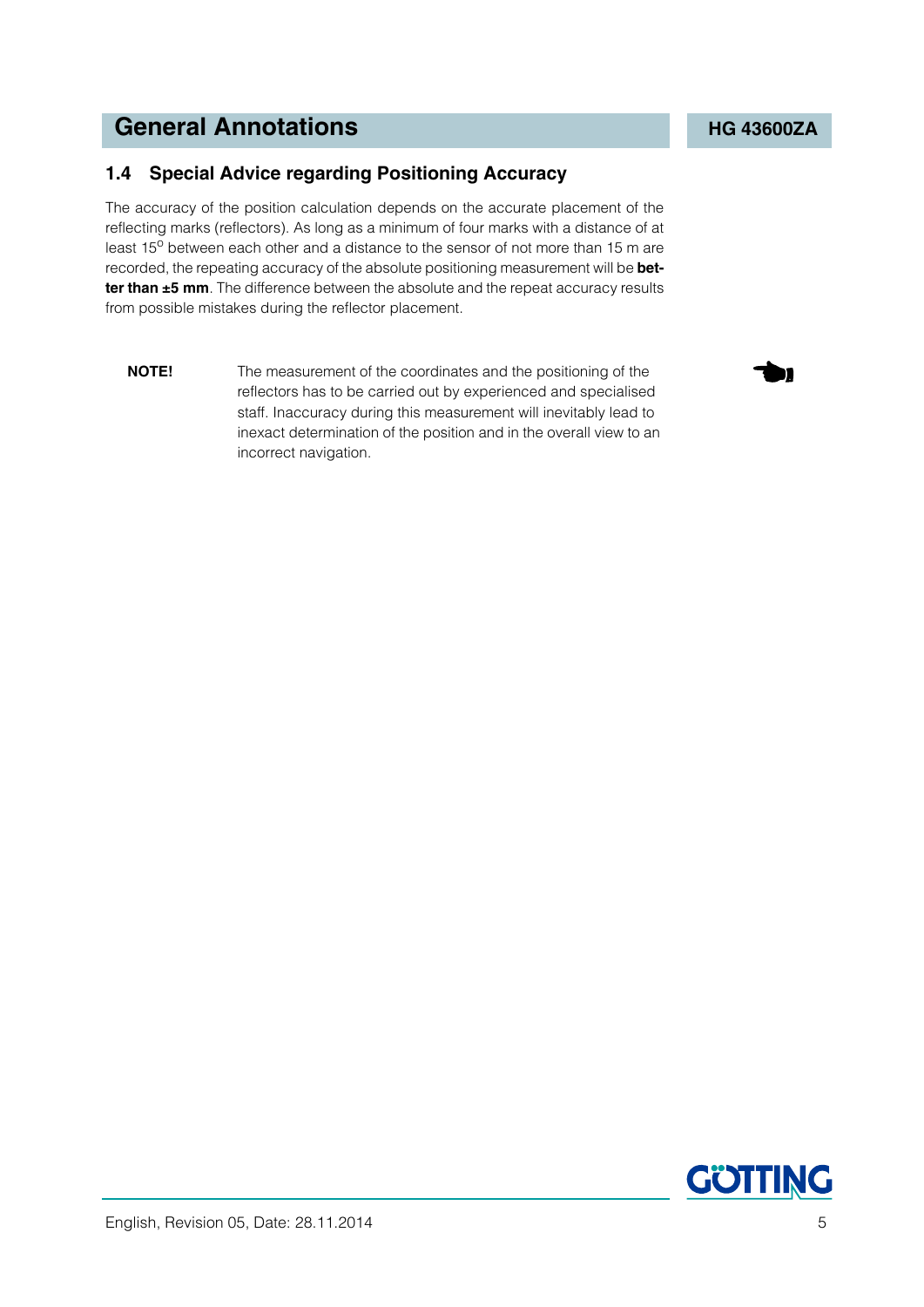## 1.4 Special Advice regarding Positioning Accuracy

The accuracy of the position calculation depends on the accurate placement of the reflecting marks (reflectors). As long as a minimum of four marks with a distance of at least $15^{\circ}$ between each other and a distance to the sensor of not more than 15 m are recorded, the repeating accuracy of the absolute positioning measurement will be **better than ±5 mm**. The difference between the absolute and the repeat accuracy results from possible mistakes during the reflector placement.

**NOTE!** The measurement of the coordinates and the positioning of the reflectors has to be carried out by experienced and specialised staff. Inaccuracy during this measurement will inevitably lead to inexact determination of the position and in the overall view to an incorrect navigation.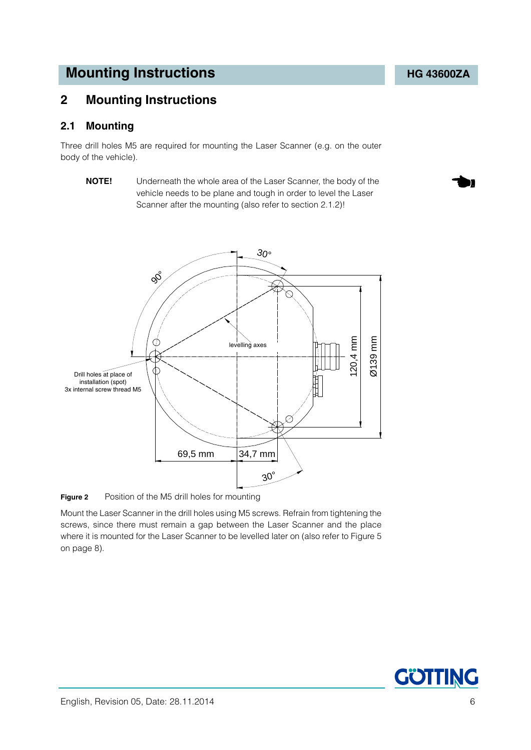## 2 Mounting Instructions

### 2.1 Mounting

Three drill holes M5 are required for mounting the Laser Scanner (e.g. on the outer body of the vehicle).

**NOTE!** Underneath the whole area of the Laser Scanner, the body of the vehicle needs to be plane and tough in order to level the Laser Scanner after the mounting (also refer to section 2.1.2)!

**Figure 2** Position of the M5 drill holes for mounting

Mount the Laser Scanner in the drill holes using M5 screws. Refrain from tightening the screws, since there must remain a gap between the Laser Scanner and the place where it is mounted for the Laser Scanner to be levelled later on (also refer to Figure 5 on page 8).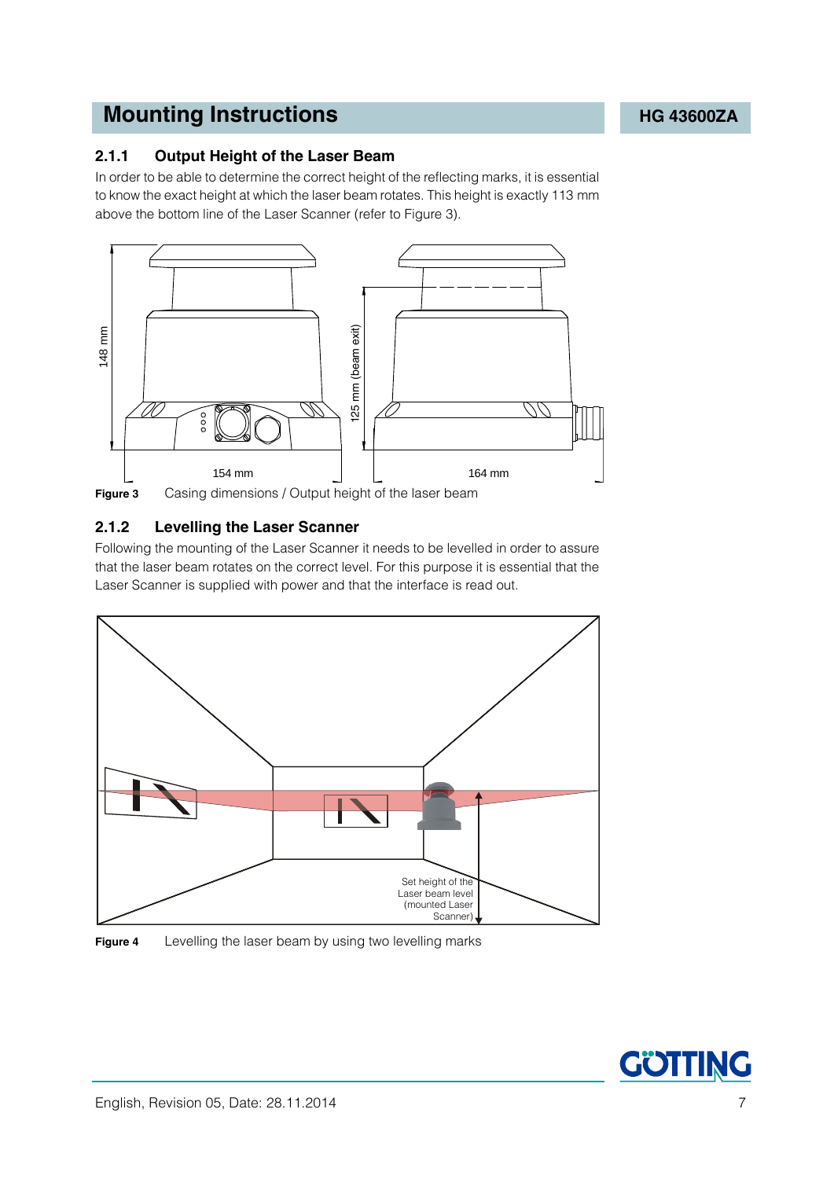### 2.1.1 Output Height of the Laser Beam

In order to be able to determine the correct height of the reflecting marks, it is essential to know the exact height at which the laser beam rotates. This height is exactly 113 mm above the bottom line of the Laser Scanner (refer to Figure 3).

**Figure 3** Casing dimensions / Output height of the laser beam

### 2.1.2 Levelling the Laser Scanner

Following the mounting of the Laser Scanner it needs to be levelled in order to assure that the laser beam rotates on the correct level. For this purpose it is essential that the Laser Scanner is supplied with power and that the interface is read out.

**Figure 4** Levelling the laser beam by using two levelling marks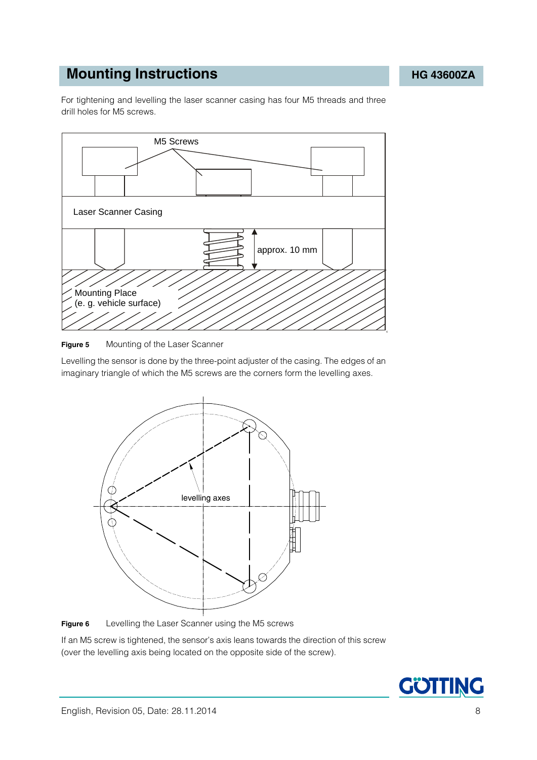# Mounting Instructions

For tightening and levelling the laser scanner casing has four M5 threads and three drill holes for M5 screws.

**Figure 5** Mounting of the Laser Scanner

Levelling the sensor is done by the three-point adjuster of the casing. The edges of an imaginary triangle of which the M5 screws are the corners form the levelling axes.

**Figure 6** Levelling the Laser Scanner using the M5 screws

If an M5 screw is tightened, the sensor's axis leans towards the direction of this screw (over the levelling axis being located on the opposite side of the screw).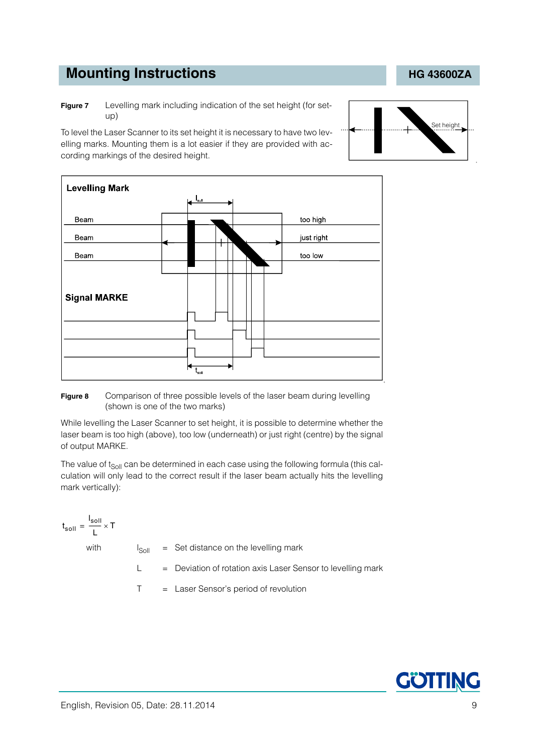# Mounting Instructions

**Figure 7** Levelling mark including indication of the set height (for set-up)

To level the Laser Scanner to its set height it is necessary to have two levelling marks. Mounting them is a lot easier if they are provided with according markings of the desired height.

**Figure 8** Comparison of three possible levels of the laser beam during levelling (shown is one of the two marks)

While levelling the Laser Scanner to set height, it is possible to determine whether the laser beam is too high (above), too low (underneath) or just right (centre) by the signal of output MARKE.

The value of $t_{Soll}$ can be determined in each case using the following formula (this calculation will only lead to the correct result if the laser beam actually hits the levelling mark vertically):

$$t_{soll} = \frac{l_{soll}}{L} \times T$$

with

| | | |
|---|---|---|
| $l_{Soll}$ | = | Set distance on the levelling mark |
| L | = | Deviation of rotation axis Laser Sensor to levelling mark |
| T | = | Laser Sensor's period of revolution |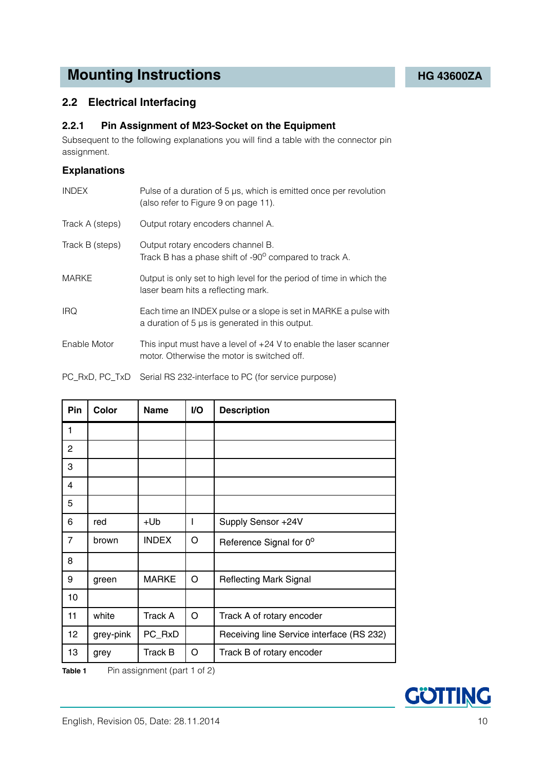## 2.2 Electrical Interfacing

### 2.2.1 Pin Assignment of M23-Socket on the Equipment

Subsequent to the following explanations you will find a table with the connector pin assignment.

#### Explanations

| | |
|---|---|
| INDEX | Pulse of a duration of 5 µs, which is emitted once per revolution (also refer to Figure 9 on page 11). |
| Track A (steps) | Output rotary encoders channel A. |
| Track B (steps) | Output rotary encoders channel B. Track B has a phase shift of -90° compared to track A. |
| MARKE | 0utput is only set to high level for the period of time in which the laser beam hits a reflecting mark. |
| IRQ | Each time an INDEX pulse or a slope is set in MARKE a pulse with a duration of 5 µs is generated in this output. |
| Enable Motor | This input must have a level of +24 V to enable the laser scanner motor. Otherwise the motor is switched off. |
| PC_RxD, PC_TxD | Serial RS 232-interface to PC (for service purpose) |

| Pin | Color | Name | I/O | Description |
|---|---|---|---|---|
| 1 | | | | |
| 2 | | | | |
| 3 | | | | |
| 4 | | | | |
| 5 | | | | |
| 6 | red | +Ub | I | Supply Sensor +24V |
| 7 | brown | INDEX | O | Reference Signal for 0° |
| 8 | | | | |
| 9 | green | MARKE | O | Reflecting Mark Signal |
| 10 | | | | |
| 11 | white | Track A | O | Track A of rotary encoder |
| 12 | grey-pink | PC_RxD | | Receiving line Service interface (RS 232) |
| 13 | grey | Track B | O | Track B of rotary encoder |

**Table 1** Pin assignment (part 1 of 2)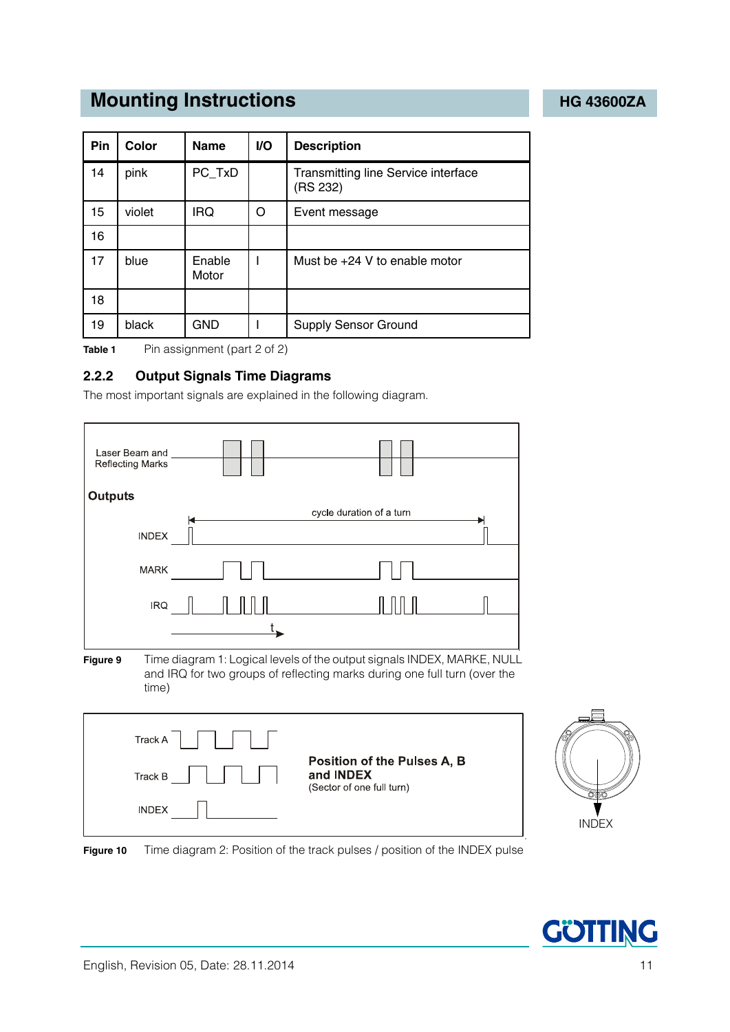| Pin | Color | Name | I/O | Description |
|---|---|---|---|---|
| 14 | pink | PC_TxD | | Transmitting line Service interface (RS 232) |
| 15 | violet | IRQ | O | Event message |
| 16 | | | | |
| 17 | blue | Enable Motor | I | Must be +24 V to enable motor |
| 18 | | | | |
| 19 | black | GND | I | Supply Sensor Ground |

**Table 1** Pin assignment (part 2 of 2)

### 2.2.2 Output Signals Time Diagrams

The most important signals are explained in the following diagram.

**Figure 9** Time diagram 1: Logical levels of the output signals INDEX, MARKE, NULL and IRQ for two groups of reflecting marks during one full turn (over the time)

**Figure 10** Time diagram 2: Position of the track pulses / position of the INDEX pulse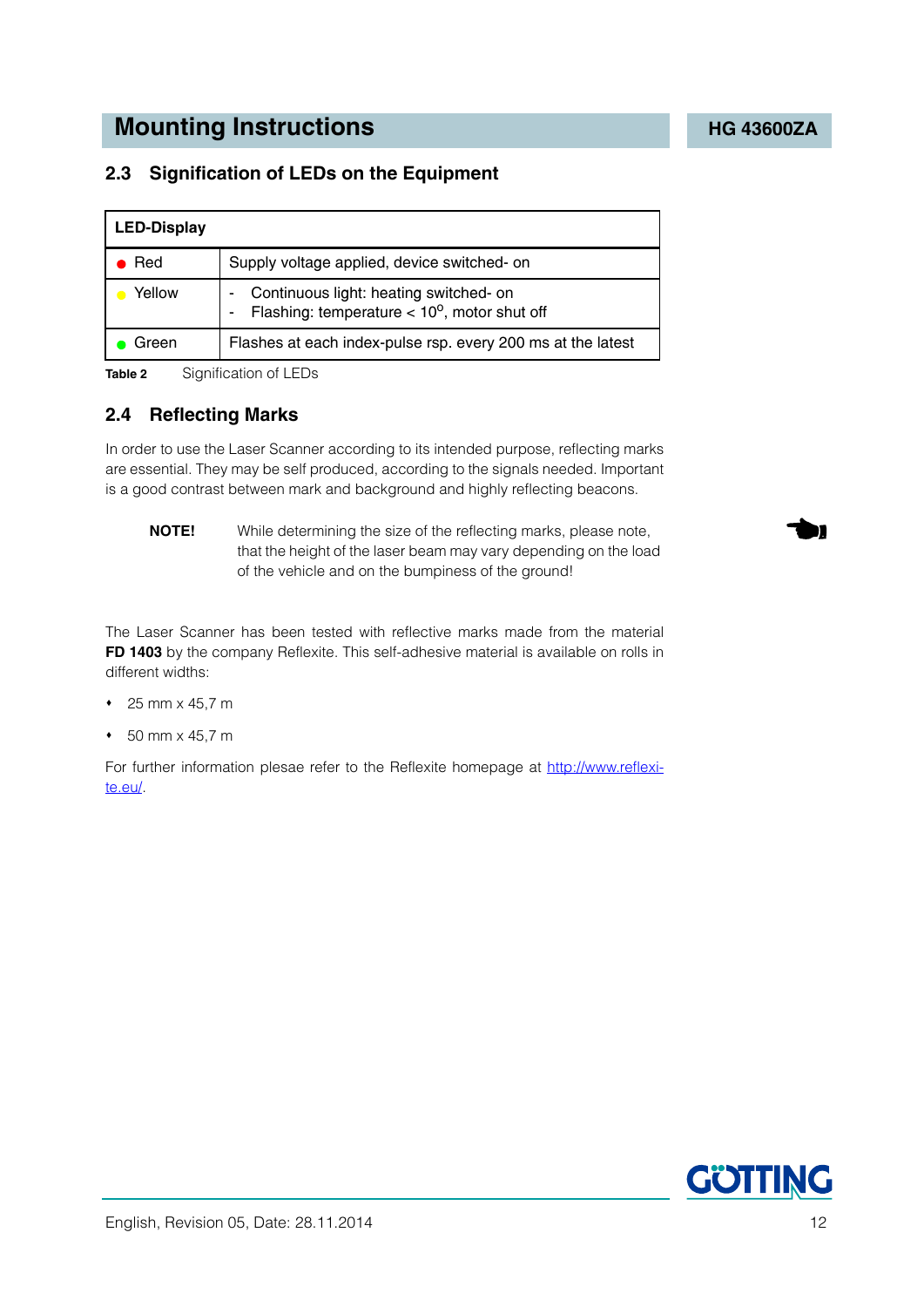## 2.3 Signification of LEDs on the Equipment

| LED-Display | |
|---|---|
| ● Red | Supply voltage applied, device switched- on |
| ● Yellow | - Continuous light: heating switched- on<br>- Flashing: temperature < $10^{o}$, motor shut off |
| ● Green | Flashes at each index-pulse rsp. every 200 ms at the latest |

**Table 2** Signification of LEDs

## 2.4 Reflecting Marks

In order to use the Laser Scanner according to its intended purpose, reflecting marks are essential. They may be self produced, according to the signals needed. Important is a good contrast between mark and background and highly reflecting beacons.

**NOTE!** While determining the size of the reflecting marks, please note, that the height of the laser beam may vary depending on the load of the vehicle and on the bumpiness of the ground!

The Laser Scanner has been tested with reflective marks made from the material **FD 1403** by the company Reflexite. This self-adhesive material is available on rolls in different widths:

- 25 mm x 45,7 m
- 50 mm x 45,7 m

For further information plesae refer to the Reflexite homepage at http://www.reflexite.eu/.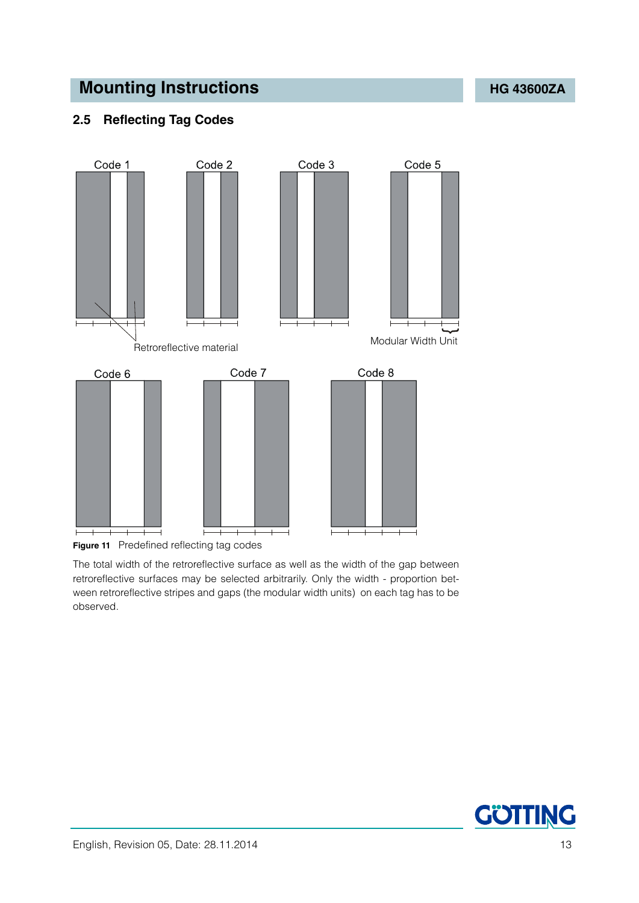## 2.5 Reflecting Tag Codes

Code 1 Code 2 Code 3 Code 5

Retroreflective material

Modular Width Unit

Code 6 Code 7 Code 8

**Figure 11** Predefined reflecting tag codes

The total width of the retroreflective surface as well as the width of the gap between retroreflective surfaces may be selected arbitrarily. Only the width - proportion between retroreflective stripes and gaps (the modular width units) on each tag has to be observed.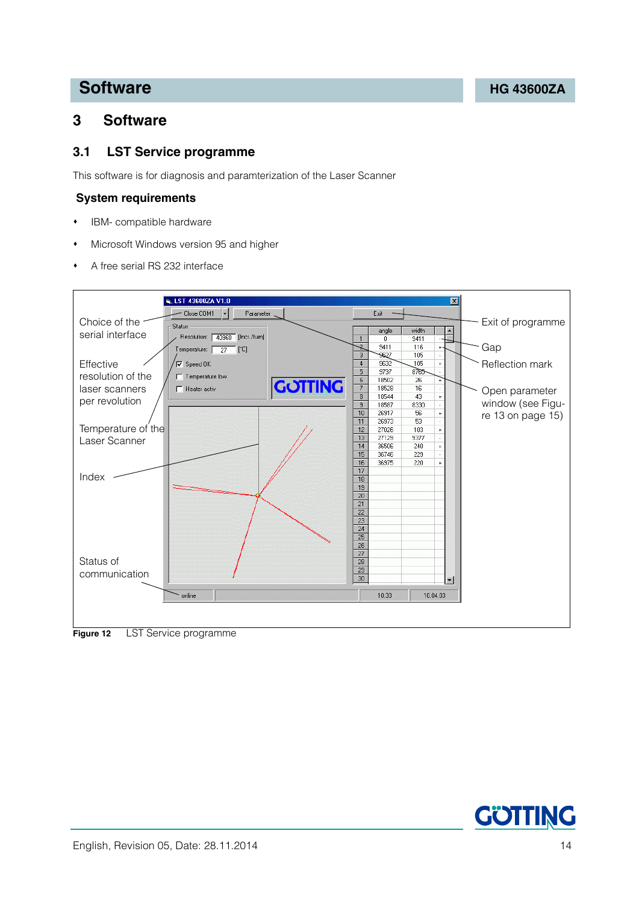# 3 Software

## 3.1 LST Service programme

This software is for diagnosis and paramterization of the Laser Scanner

### System requirements

- IBM- compatible hardware
- Microsoft Windows version 95 and higher
- A free serial RS 232 interface

Choice of the serial interface

Effective resolution of the laser scanners per revolution

Temperature of the Laser Scanner

Index

Status of communication

Exit of programme

Gap

Reflection mark

Open parameter window (see Figure 13 on page 15)

**Figure 12** LST Service programme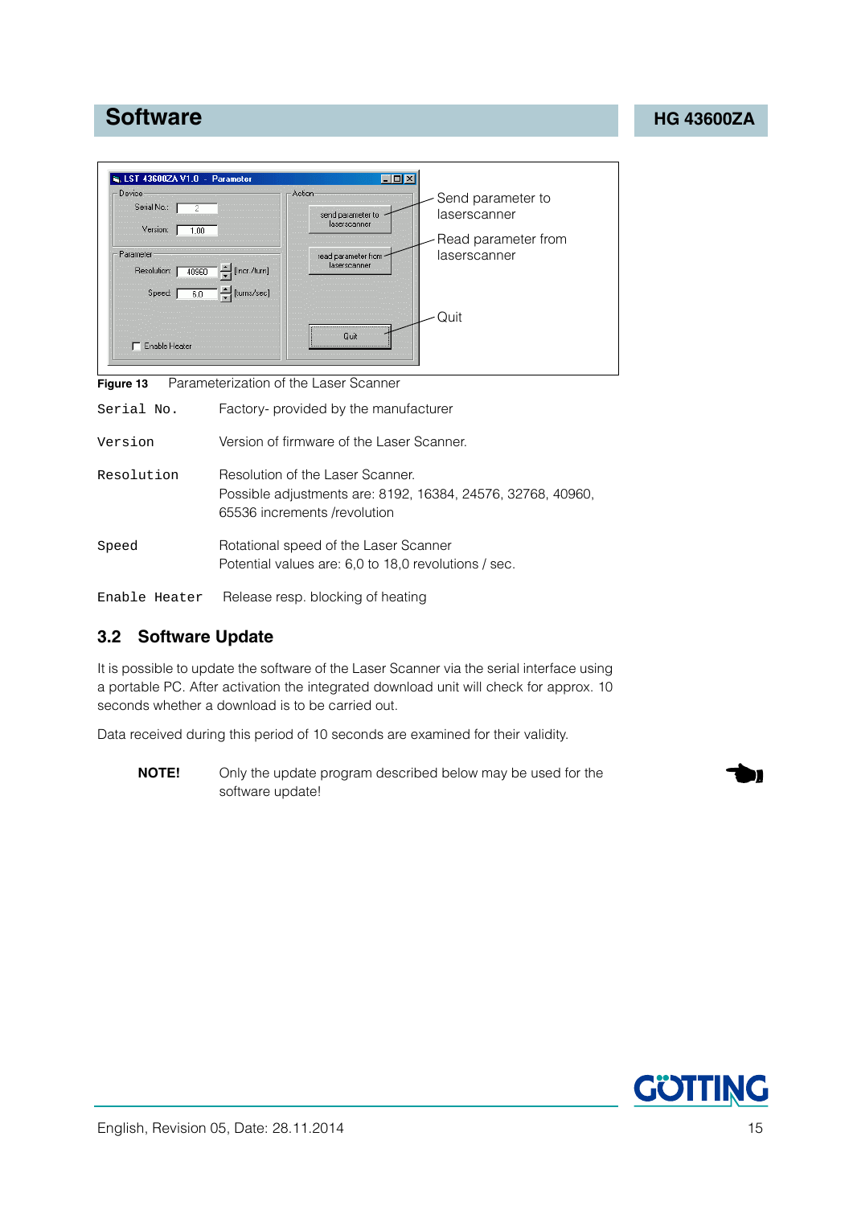Send parameter to laserscanner

Read parameter from laserscanner

Quit

**Figure 13** Parameterization of the Laser Scanner

| | |
|---|---|
| `Serial No.` | Factory- provided by the manufacturer |
| `Version` | Version of firmware of the Laser Scanner. |
| `Resolution` | Resolution of the Laser Scanner.<br>Possible adjustments are: 8192, 16384, 24576, 32768, 40960, 65536 increments /revolution |
| `Speed` | Rotational speed of the Laser Scanner<br>Potential values are: 6,0 to 18,0 revolutions / sec. |
| `Enable Heater` | Release resp. blocking of heating |

## 3.2 Software Update

It is possible to update the software of the Laser Scanner via the serial interface using a portable PC. After activation the integrated download unit will check for approx. 10 seconds whether a download is to be carried out.

Data received during this period of 10 seconds are examined for their validity.

**NOTE!** Only the update program described below may be used for the software update!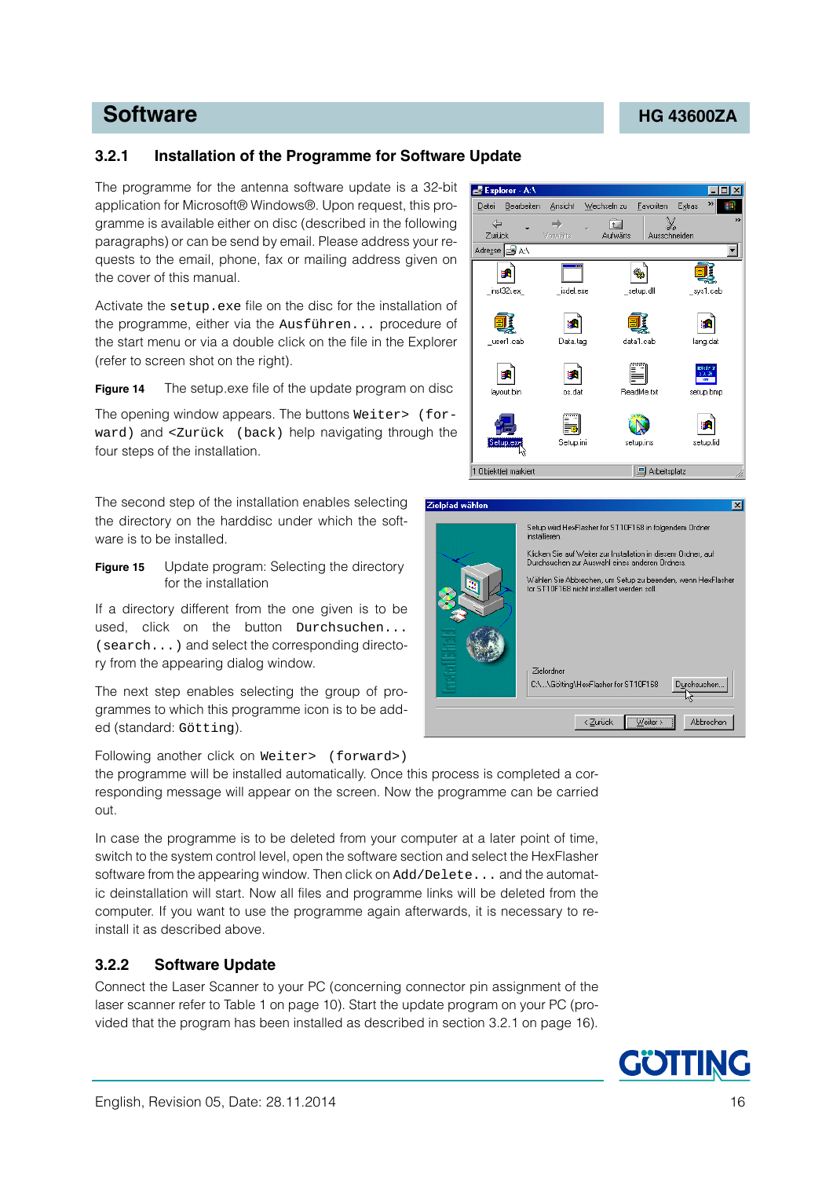## 3.2.1 Installation of the Programme for Software Update

The programme for the antenna software update is a 32-bit application for Microsoft® Windows®. Upon request, this programme is available either on disc (described in the following paragraphs) or can be send by email. Please address your requests to the email, phone, fax or mailing address given on the cover of this manual.

Activate the `setup.exe` file on the disc for the installation of the programme, either via the `Ausführen...` procedure of the start menu or via a double click on the file in the Explorer (refer to screen shot on the right).

**Figure 14** The setup.exe file of the update program on disc

The opening window appears. The buttons `Weiter> (forward)` and `<Zurück (back)` help navigating through the four steps of the installation.

The second step of the installation enables selecting the directory on the harddisc under which the software is to be installed.

**Figure 15** Update program: Selecting the directory for the installation

If a directory different from the one given is to be used, click on the button `Durchsuchen...` `(search...)` and select the corresponding directory from the appearing dialog window.

The next step enables selecting the group of programmes to which this programme icon is to be added (standard: `Götting`).

Following another click on `Weiter> (forward>)` the programme will be installed automatically. Once this process is completed a corresponding message will appear on the screen. Now the programme can be carried out.

In case the programme is to be deleted from your computer at a later point of time, switch to the system control level, open the software section and select the HexFlasher software from the appearing window. Then click on `Add/Delete...` and the automatic deinstallation will start. Now all files and programme links will be deleted from the computer. If you want to use the programme again afterwards, it is necessary to reinstall it as described above.

## 3.2.2 Software Update

Connect the Laser Scanner to your PC (concerning connector pin assignment of the laser scanner refer to Table 1 on page 10). Start the update program on your PC (provided that the program has been installed as described in section 3.2.1 on page 16).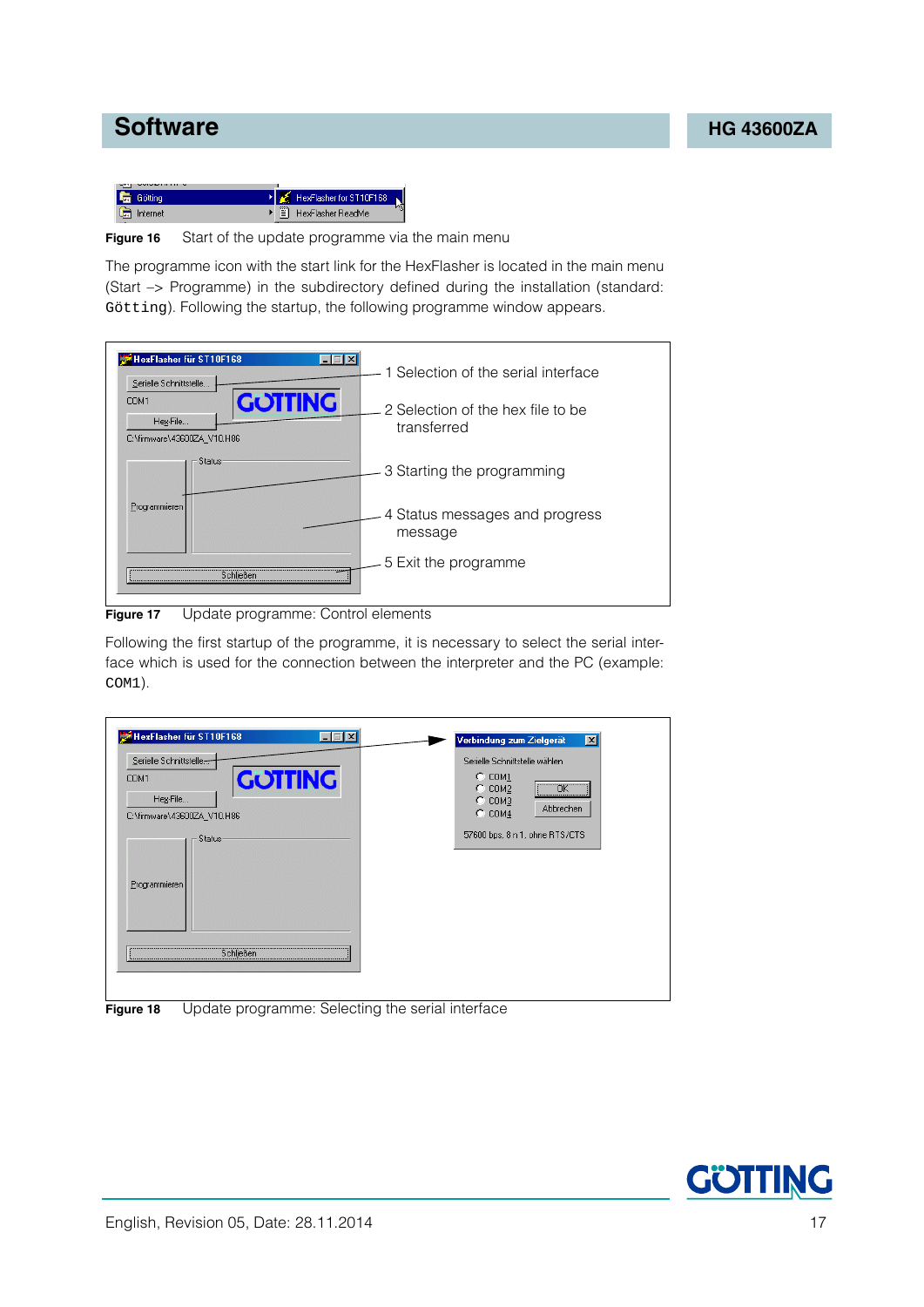Figure 16 Start of the update programme via the main menu

The programme icon with the start link for the HexFlasher is located in the main menu (Start –> Programme) in the subdirectory defined during the installation (standard: `Götting`). Following the startup, the following programme window appears.

1 Selection of the serial interface

2 Selection of the hex file to be transferred

3 Starting the programming

4 Status messages and progress message

5 Exit the programme

Figure 17 Update programme: Control elements

Following the first startup of the programme, it is necessary to select the serial interface which is used for the connection between the interpreter and the PC (example: `COM1`).

Figure 18 Update programme: Selecting the serial interface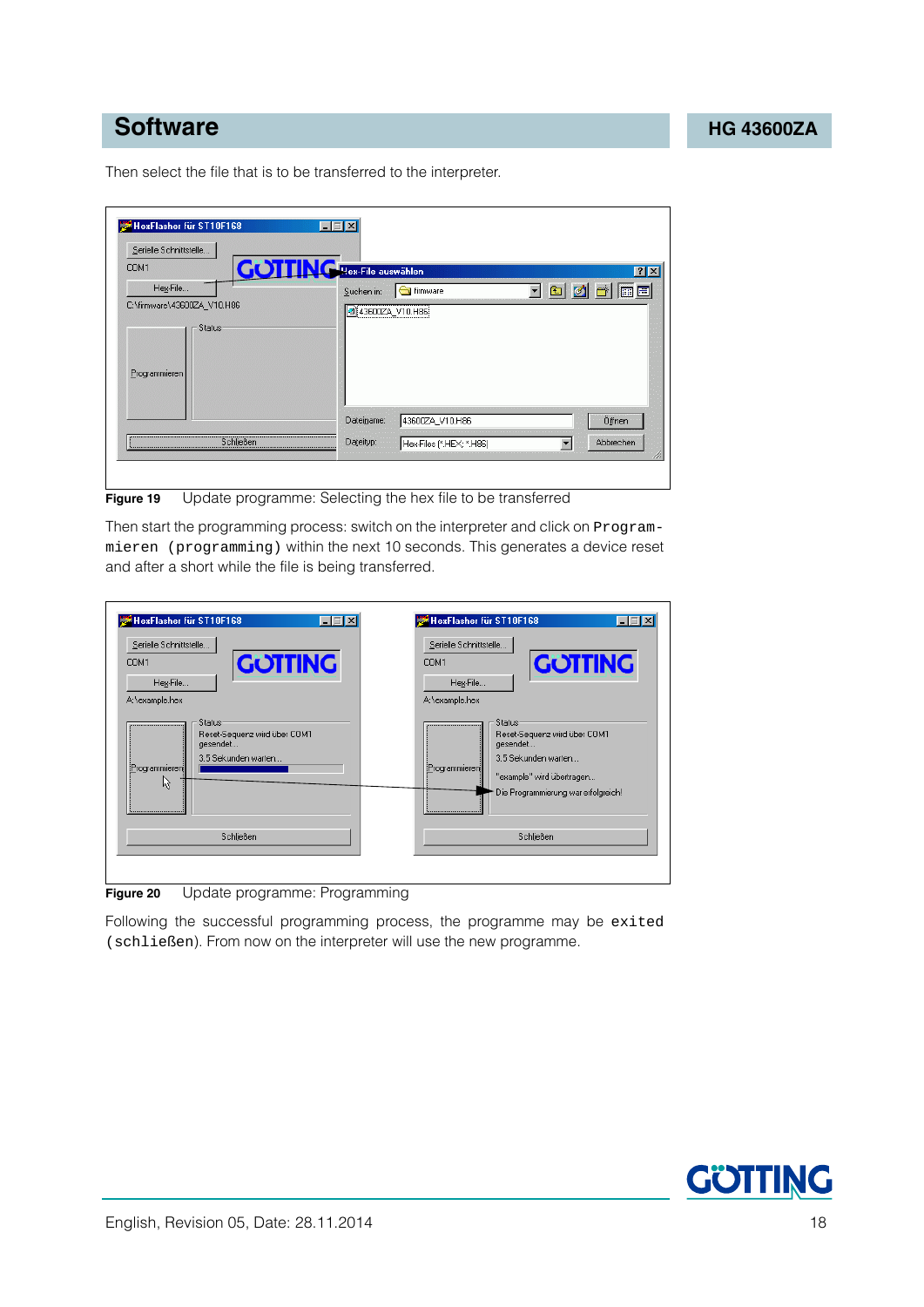## Software

Then select the file that is to be transferred to the interpreter.

**Figure 19** Update programme: Selecting the hex file to be transferred

Then start the programming process: switch on the interpreter and click on `Programmieren (programming)` within the next 10 seconds. This generates a device reset and after a short while the file is being transferred.

**Figure 20** Update programme: Programming

Following the successful programming process, the programme may be `exited (schließen)`. From now on the interpreter will use the new programme.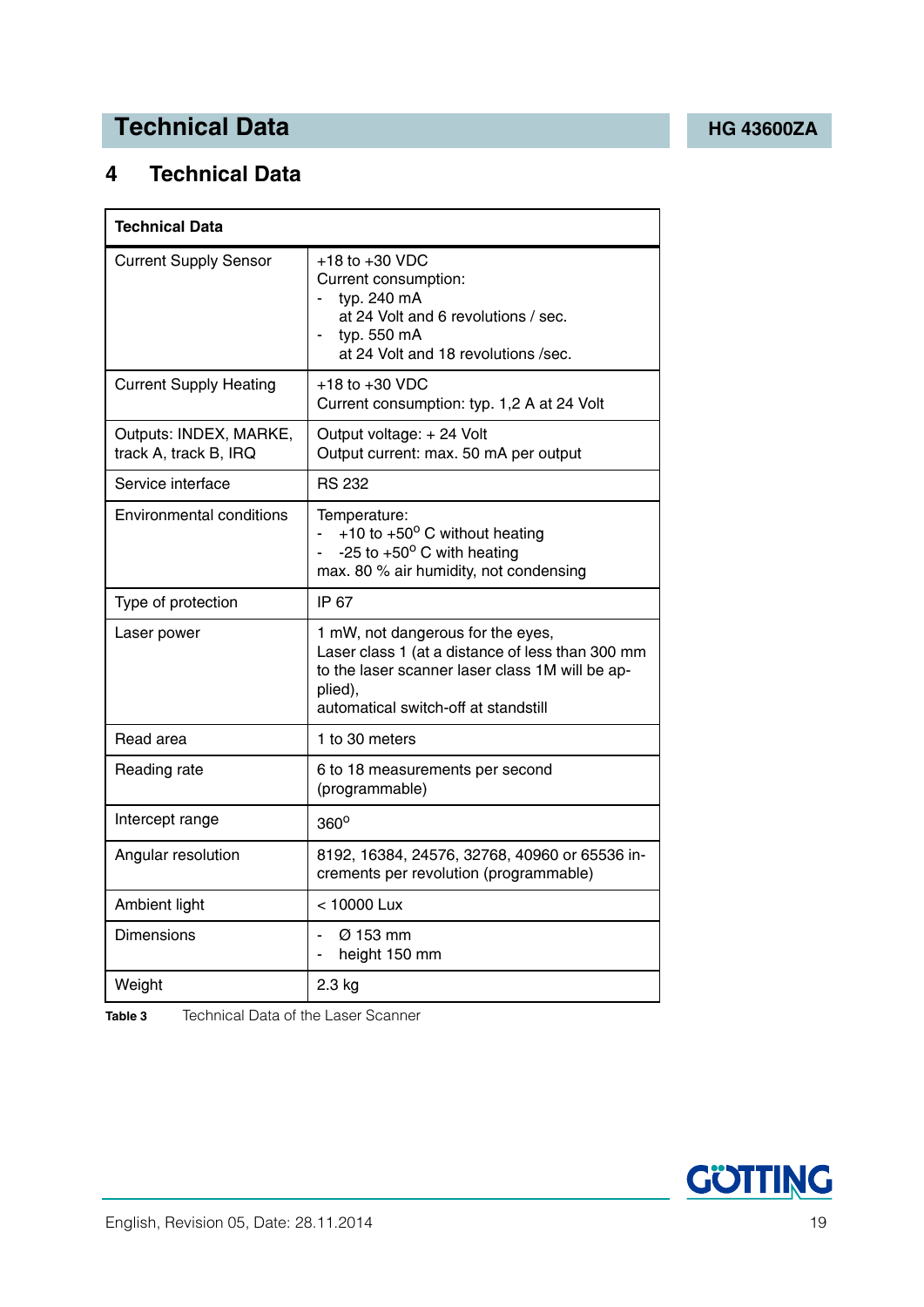# 4 Technical Data

| Technical Data | |
|---|---|
| Current Supply Sensor | +18 to +30 VDC<br>Current consumption:<br>- typ. 240 mA at 24 Volt and 6 revolutions / sec.<br>- typ. 550 mA at 24 Volt and 18 revolutions /sec. |
| Current Supply Heating | +18 to +30 VDC<br>Current consumption: typ. 1,2 A at 24 Volt |
| Outputs: INDEX, MARKE, track A, track B, IRQ | Output voltage: + 24 Volt<br>Output current: max. 50 mA per output |
| Service interface | RS 232 |
| Environmental conditions | Temperature:<br>- +10 to +50° C without heating<br>- -25 to +50° C with heating<br>max. 80 % air humidity, not condensing |
| Type of protection | IP 67 |
| Laser power | 1 mW, not dangerous for the eyes,<br>Laser class 1 (at a distance of less than 300 mm to the laser scanner laser class 1M will be applied),<br>automatical switch-off at standstill |
| Read area | 1 to 30 meters |
| Reading rate | 6 to 18 measurements per second (programmable) |
| Intercept range | 360° |
| Angular resolution | 8192, 16384, 24576, 32768, 40960 or 65536 increments per revolution (programmable) |
| Ambient light | < 10000 Lux |
| Dimensions | - Ø 153 mm<br>- height 150 mm |
| Weight | 2.3 kg |

**Table 3** Technical Data of the Laser Scanner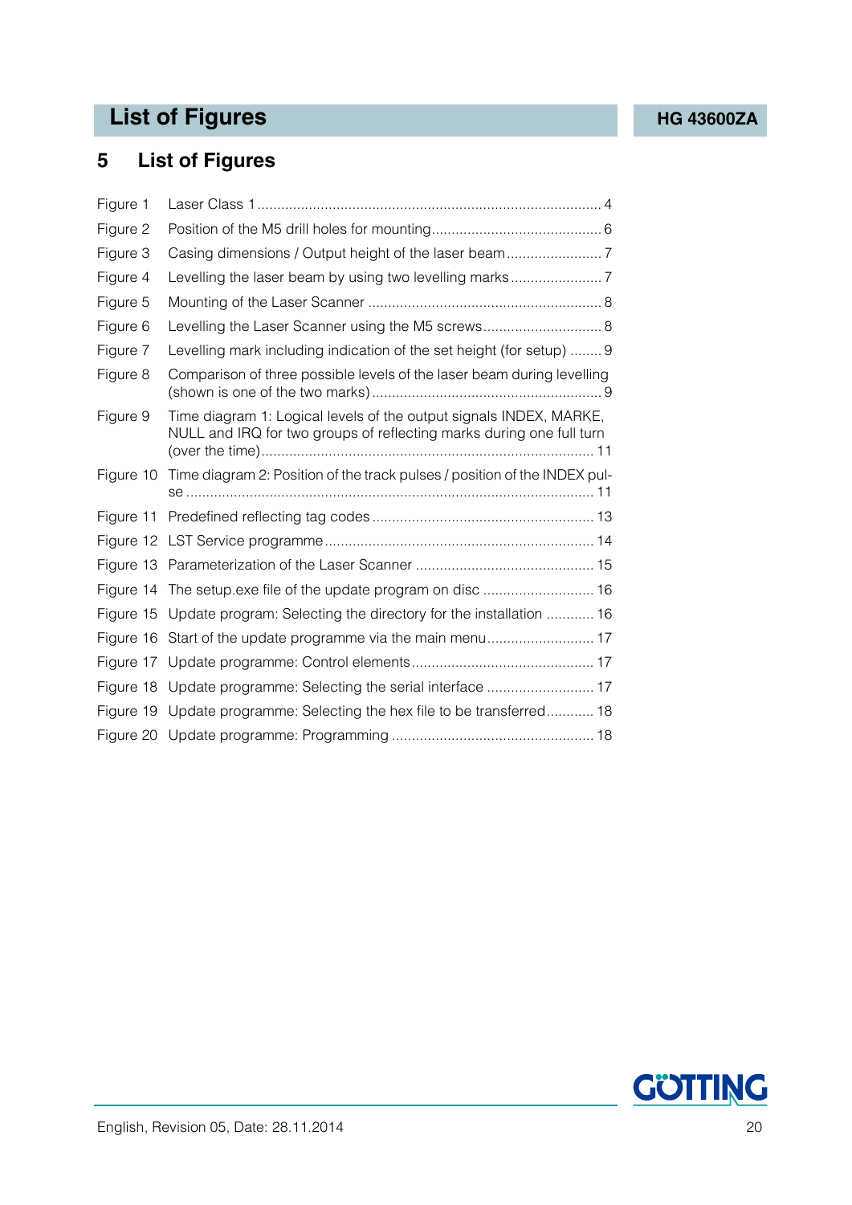# 5 List of Figures

| | | |
|---|---|---|
| Figure 1 | Laser Class 1 | 4 |
| Figure 2 | Position of the M5 drill holes for mounting | 6 |
| Figure 3 | Casing dimensions / Output height of the laser beam | 7 |
| Figure 4 | Levelling the laser beam by using two levelling marks | 7 |
| Figure 5 | Mounting of the Laser Scanner | 8 |
| Figure 6 | Levelling the Laser Scanner using the M5 screws | 8 |
| Figure 7 | Levelling mark including indication of the set height (for setup) | 9 |
| Figure 8 | Comparison of three possible levels of the laser beam during levelling (shown is one of the two marks) | 9 |
| Figure 9 | Time diagram 1: Logical levels of the output signals INDEX, MARKE, NULL and IRQ for two groups of reflecting marks during one full turn (over the time) | 11 |
| Figure 10 | Time diagram 2: Position of the track pulses / position of the INDEX pulse | 11 |
| Figure 11 | Predefined reflecting tag codes | 13 |
| Figure 12 | LST Service programme | 14 |
| Figure 13 | Parameterization of the Laser Scanner | 15 |
| Figure 14 | The setup.exe file of the update program on disc | 16 |
| Figure 15 | Update program: Selecting the directory for the installation | 16 |
| Figure 16 | Start of the update programme via the main menu | 17 |
| Figure 17 | Update programme: Control elements | 17 |
| Figure 18 | Update programme: Selecting the serial interface | 17 |
| Figure 19 | Update programme: Selecting the hex file to be transferred | 18 |
| Figure 20 | Update programme: Programming | 18 |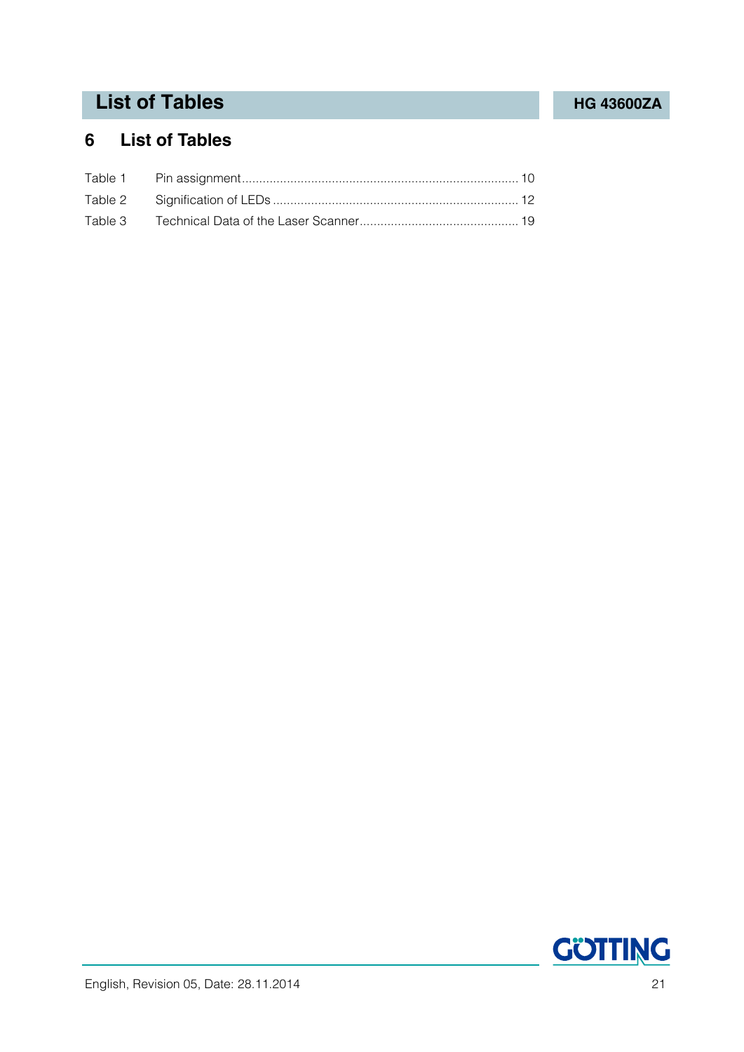# 6 List of Tables

Table 1 Pin assignment ............................................................................... 10

Table 2 Signification of LEDs ...................................................................... 12

Table 3 Technical Data of the Laser Scanner ............................................. 19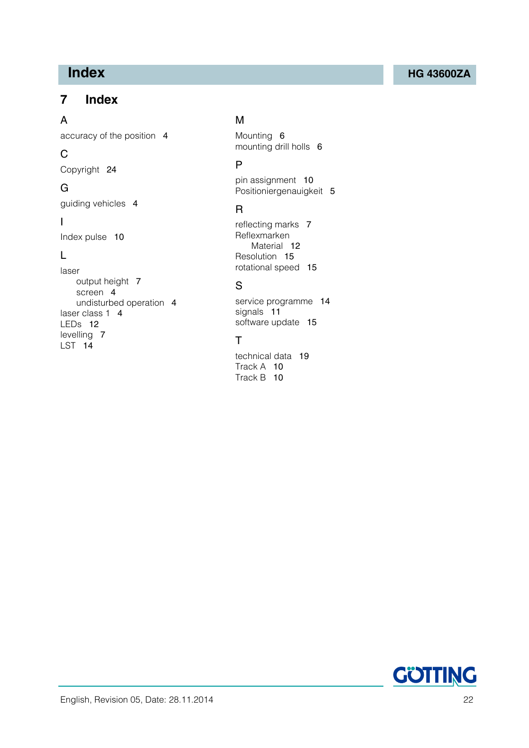# 7 Index

A

accuracy of the position 4

C

Copyright 24

G

guiding vehicles 4

I

Index pulse 10

L

laser
- output height 7
- screen 4
- undisturbed operation 4

laser class 1 4
LEDs 12
levelling 7
LST 14

M

Mounting 6
mounting drill holls 6

P

pin assignment 10
Positioniergenauigkeit 5

R

reflecting marks 7
Reflexmarken
- Material 12

Resolution 15
rotational speed 15

S

service programme 14
signals 11
software update 15

T

technical data 19
Track A 10
Track B 10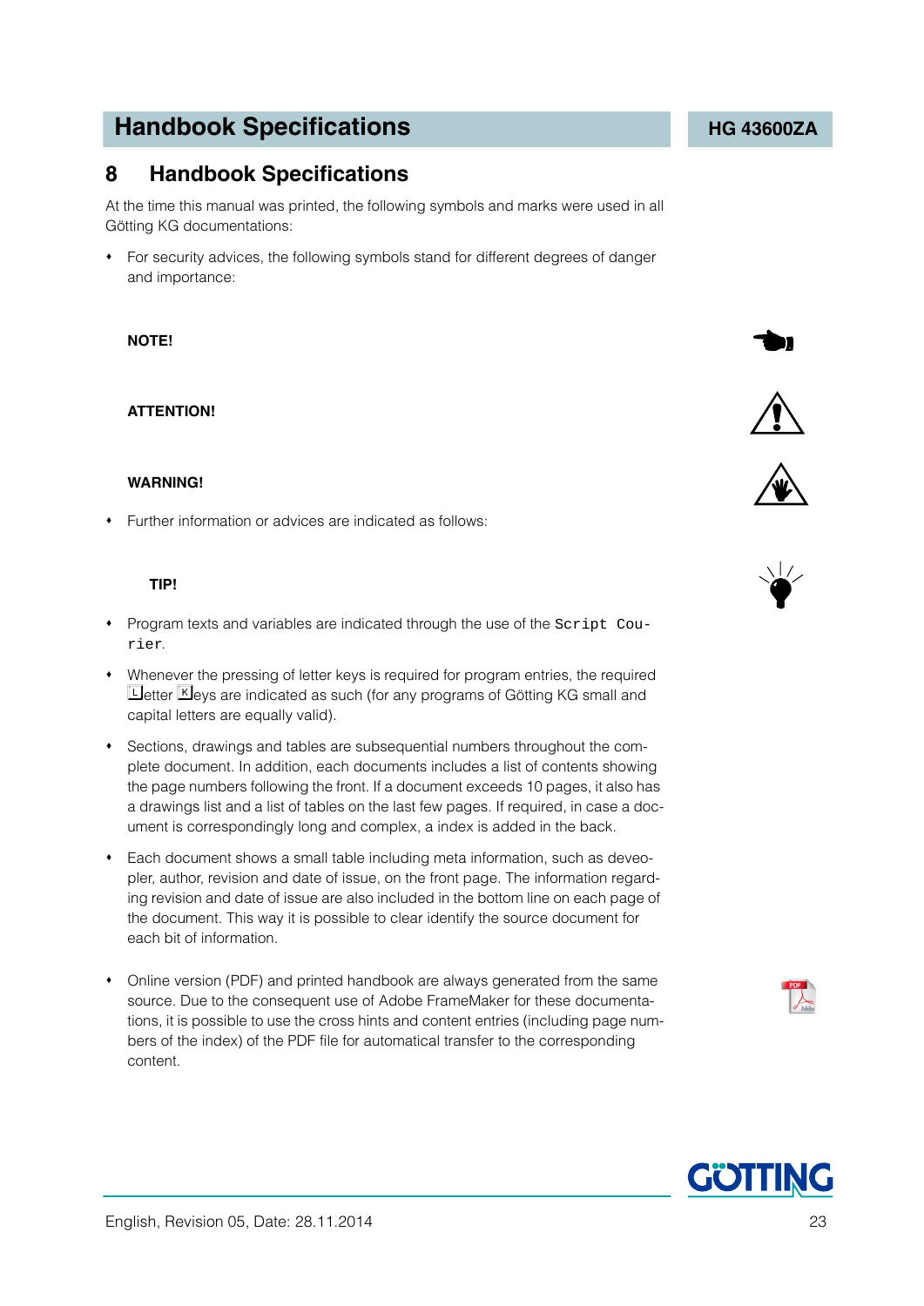# 8 Handbook Specifications

At the time this manual was printed, the following symbols and marks were used in all Götting KG documentations:

- For security advices, the following symbols stand for different degrees of danger and importance:

**NOTE!**

**ATTENTION!**

**WARNING!**

- Further information or advices are indicated as follows:

**TIP!**

- Program texts and variables are indicated through the use of the `Script Courier`.
- Whenever the pressing of letter keys is required for program entries, the required L etter K eys are indicated as such (for any programs of Götting KG small and capital letters are equally valid).
- Sections, drawings and tables are subsequential numbers throughout the complete document. In addition, each documents includes a list of contents showing the page numbers following the front. If a document exceeds 10 pages, it also has a drawings list and a list of tables on the last few pages. If required, in case a document is correspondingly long and complex, a index is added in the back.
- Each document shows a small table including meta information, such as deveopler, author, revision and date of issue, on the front page. The information regarding revision and date of issue are also included in the bottom line on each page of the document. This way it is possible to clear identify the source document for each bit of information.
- Online version (PDF) and printed handbook are always generated from the same source. Due to the consequent use of Adobe FrameMaker for these documentations, it is possible to use the cross hints and content entries (including page numbers of the index) of the PDF file for automatical transfer to the corresponding content.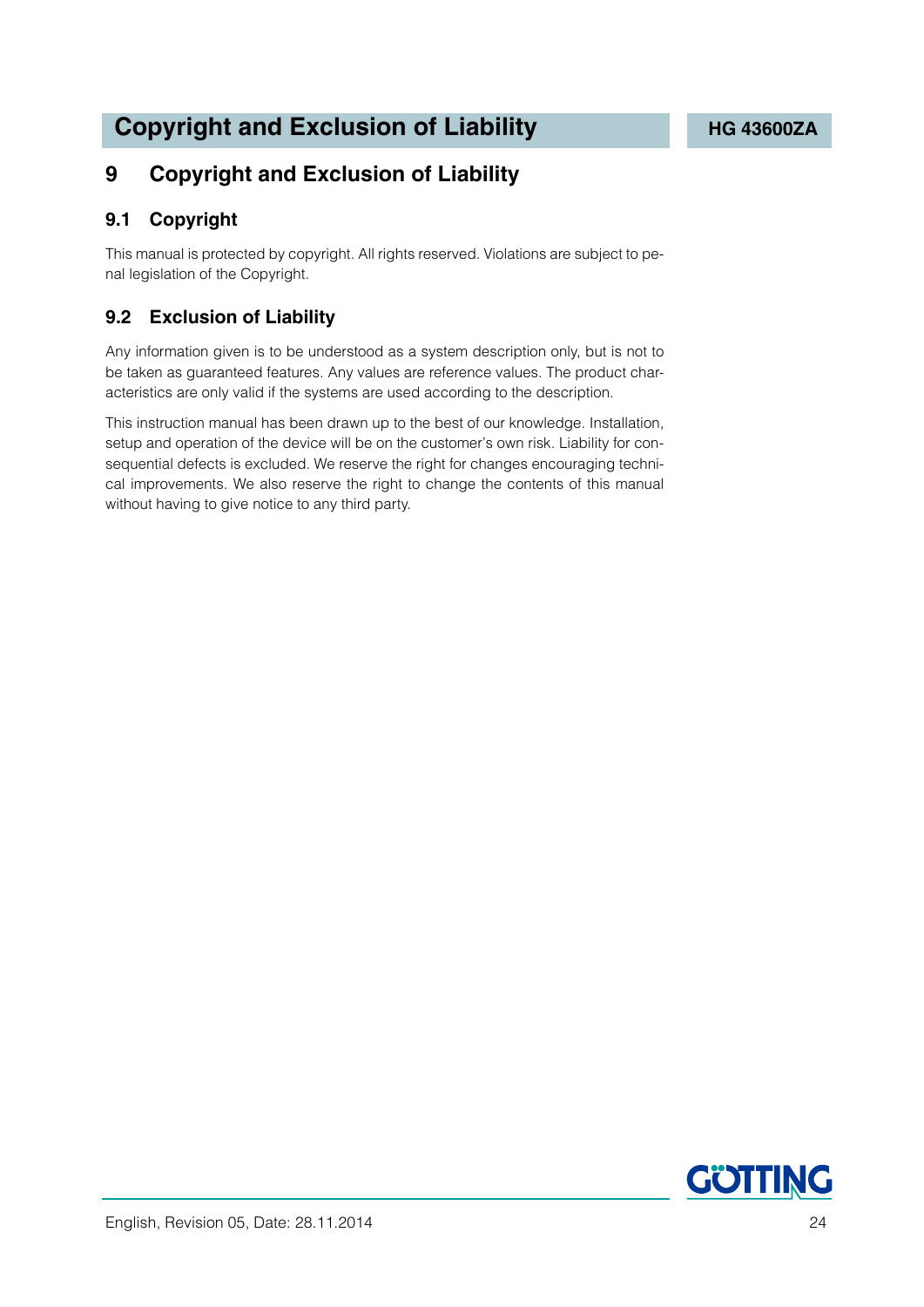# 9 Copyright and Exclusion of Liability

## 9.1 Copyright

This manual is protected by copyright. All rights reserved. Violations are subject to penal legislation of the Copyright.

## 9.2 Exclusion of Liability

Any information given is to be understood as a system description only, but is not to be taken as guaranteed features. Any values are reference values. The product characteristics are only valid if the systems are used according to the description.

This instruction manual has been drawn up to the best of our knowledge. Installation, setup and operation of the device will be on the customer's own risk. Liability for consequential defects is excluded. We reserve the right for changes encouraging technical improvements. We also reserve the right to change the contents of this manual without having to give notice to any third party.